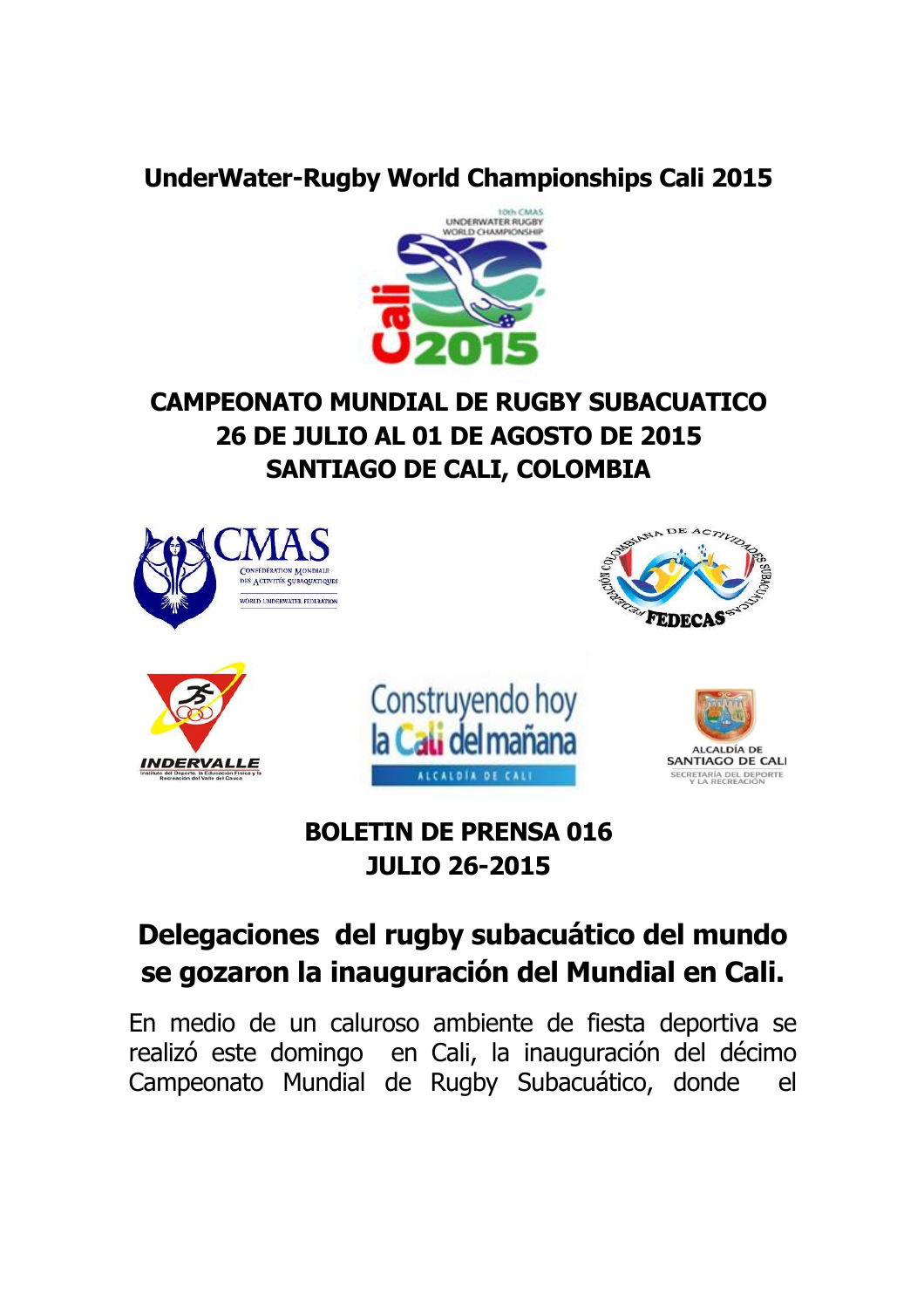## UnderWater-Rugby World Championships Cali 2015

# CAMPEONATO MUNDIAL DE RUGBY SUBACUATICO
# 26 DE JULIO AL 01 DE AGOSTO DE 2015
# SANTIAGO DE CALI, COLOMBIA

**BOLETIN DE PRENSA 016**
**JULIO 26-2015**

## Delegaciones del rugby subacuático del mundo se gozaron la inauguración del Mundial en Cali.

En medio de un caluroso ambiente de fiesta deportiva se realizó este domingo en Cali, la inauguración del décimo Campeonato Mundial de Rugby Subacuático, donde el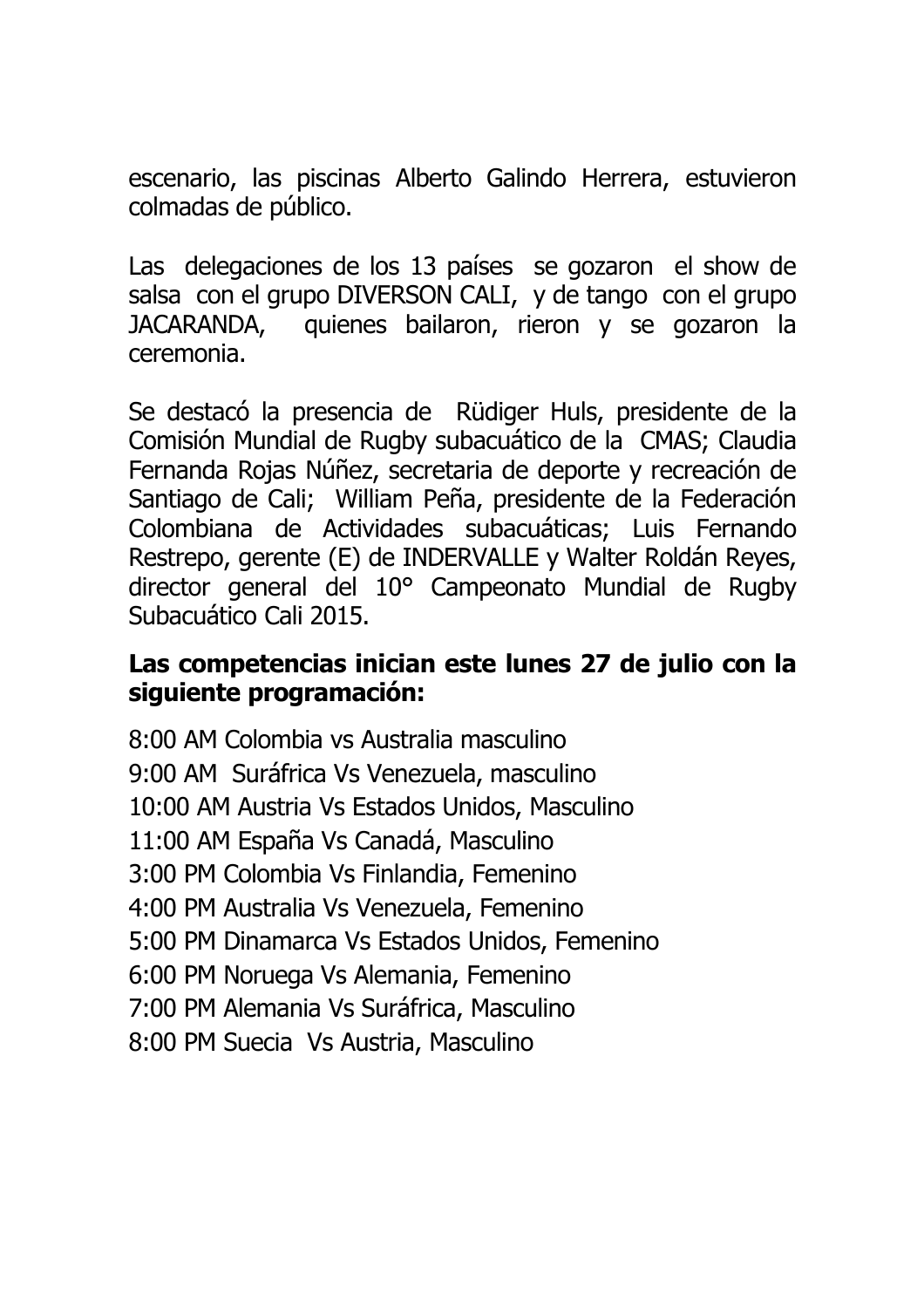escenario, las piscinas Alberto Galindo Herrera, estuvieron colmadas de público.

Las delegaciones de los 13 países se gozaron el show de salsa con el grupo DIVERSON CALI, y de tango con el grupo JACARANDA, quienes bailaron, rieron y se gozaron la ceremonia.

Se destacó la presencia de Rüdiger Huls, presidente de la Comisión Mundial de Rugby subacuático de la CMAS; Claudia Fernanda Rojas Núñez, secretaria de deporte y recreación de Santiago de Cali; William Peña, presidente de la Federación Colombiana de Actividades subacuáticas; Luis Fernando Restrepo, gerente (E) de INDERVALLE y Walter Roldán Reyes, director general del 10° Campeonato Mundial de Rugby Subacuático Cali 2015.

**Las competencias inician este lunes 27 de julio con la siguiente programación:**

8:00 AM Colombia vs Australia masculino  
9:00 AM Suráfrica Vs Venezuela, masculino  
10:00 AM Austria Vs Estados Unidos, Masculino  
11:00 AM España Vs Canadá, Masculino  
3:00 PM Colombia Vs Finlandia, Femenino  
4:00 PM Australia Vs Venezuela, Femenino  
5:00 PM Dinamarca Vs Estados Unidos, Femenino  
6:00 PM Noruega Vs Alemania, Femenino  
7:00 PM Alemania Vs Suráfrica, Masculino  
8:00 PM Suecia Vs Austria, Masculino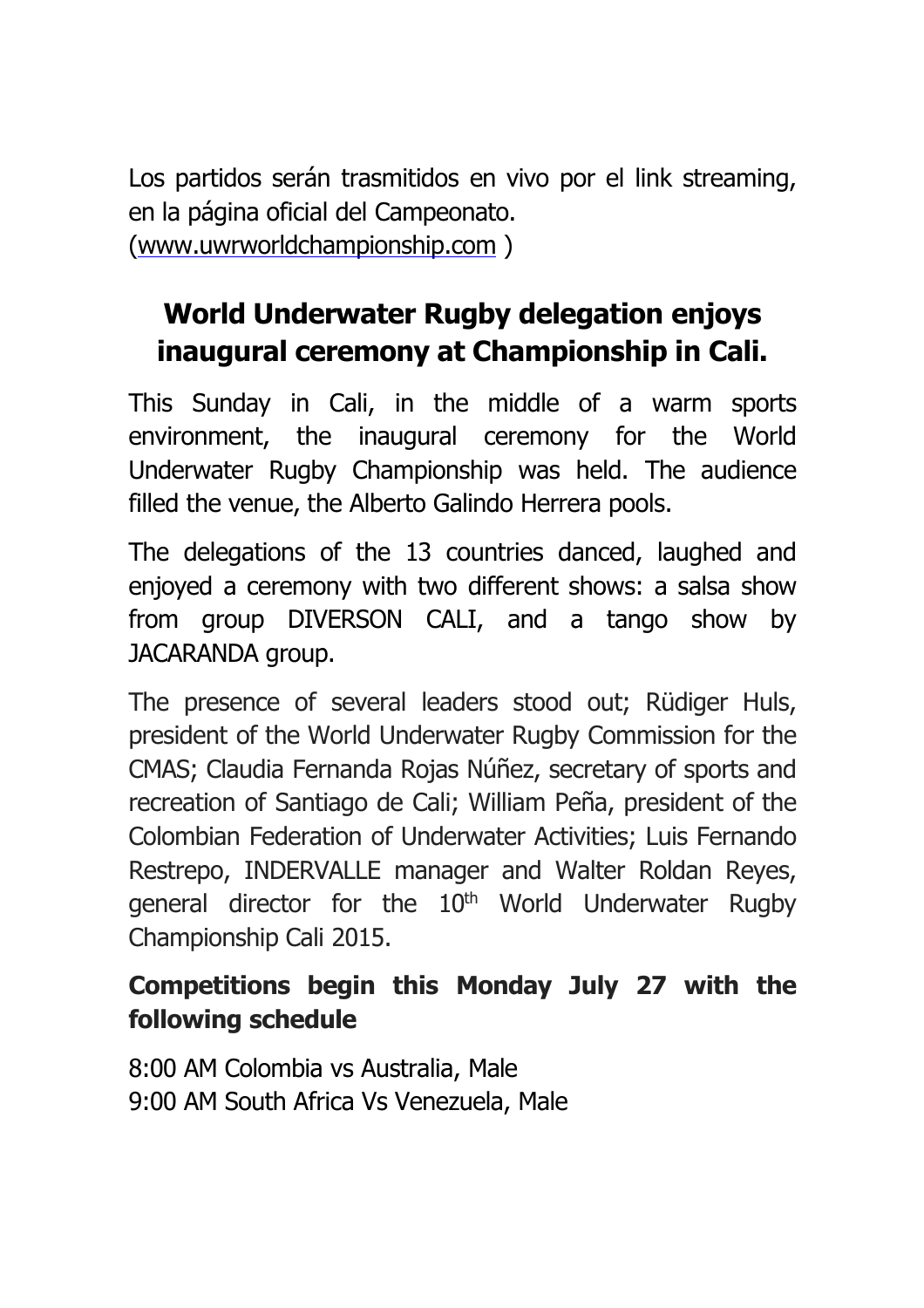Los partidos serán trasmitidos en vivo por el link streaming, en la página oficial del Campeonato. (www.uwrworldchampionship.com )

## World Underwater Rugby delegation enjoys inaugural ceremony at Championship in Cali.

This Sunday in Cali, in the middle of a warm sports environment, the inaugural ceremony for the World Underwater Rugby Championship was held. The audience filled the venue, the Alberto Galindo Herrera pools.

The delegations of the 13 countries danced, laughed and enjoyed a ceremony with two different shows: a salsa show from group DIVERSON CALI, and a tango show by JACARANDA group.

The presence of several leaders stood out; Rüdiger Huls, president of the World Underwater Rugby Commission for the CMAS; Claudia Fernanda Rojas Núñez, secretary of sports and recreation of Santiago de Cali; William Peña, president of the Colombian Federation of Underwater Activities; Luis Fernando Restrepo, INDERVALLE manager and Walter Roldan Reyes, general director for the 10th World Underwater Rugby Championship Cali 2015.

**Competitions begin this Monday July 27 with the following schedule**

8:00 AM Colombia vs Australia, Male
9:00 AM South Africa Vs Venezuela, Male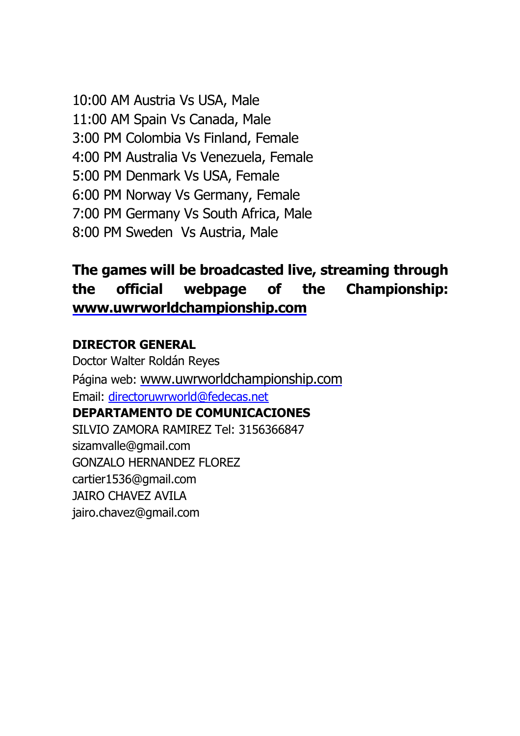10:00 AM Austria Vs USA, Male
11:00 AM Spain Vs Canada, Male
3:00 PM Colombia Vs Finland, Female
4:00 PM Australia Vs Venezuela, Female
5:00 PM Denmark Vs USA, Female
6:00 PM Norway Vs Germany, Female
7:00 PM Germany Vs South Africa, Male
8:00 PM Sweden Vs Austria, Male

**The games will be broadcasted live, streaming through the official webpage of the Championship: www.uwrworldchampionship.com**

**DIRECTOR GENERAL**
Doctor Walter Roldán Reyes
Página web: www.uwrworldchampionship.com
Email: directoruwrworld@fedecas.net
**DEPARTAMENTO DE COMUNICACIONES**
SILVIO ZAMORA RAMIREZ Tel: 3156366847
sizamvalle@gmail.com
GONZALO HERNANDEZ FLOREZ
cartier1536@gmail.com
JAIRO CHAVEZ AVILA
jairo.chavez@gmail.com